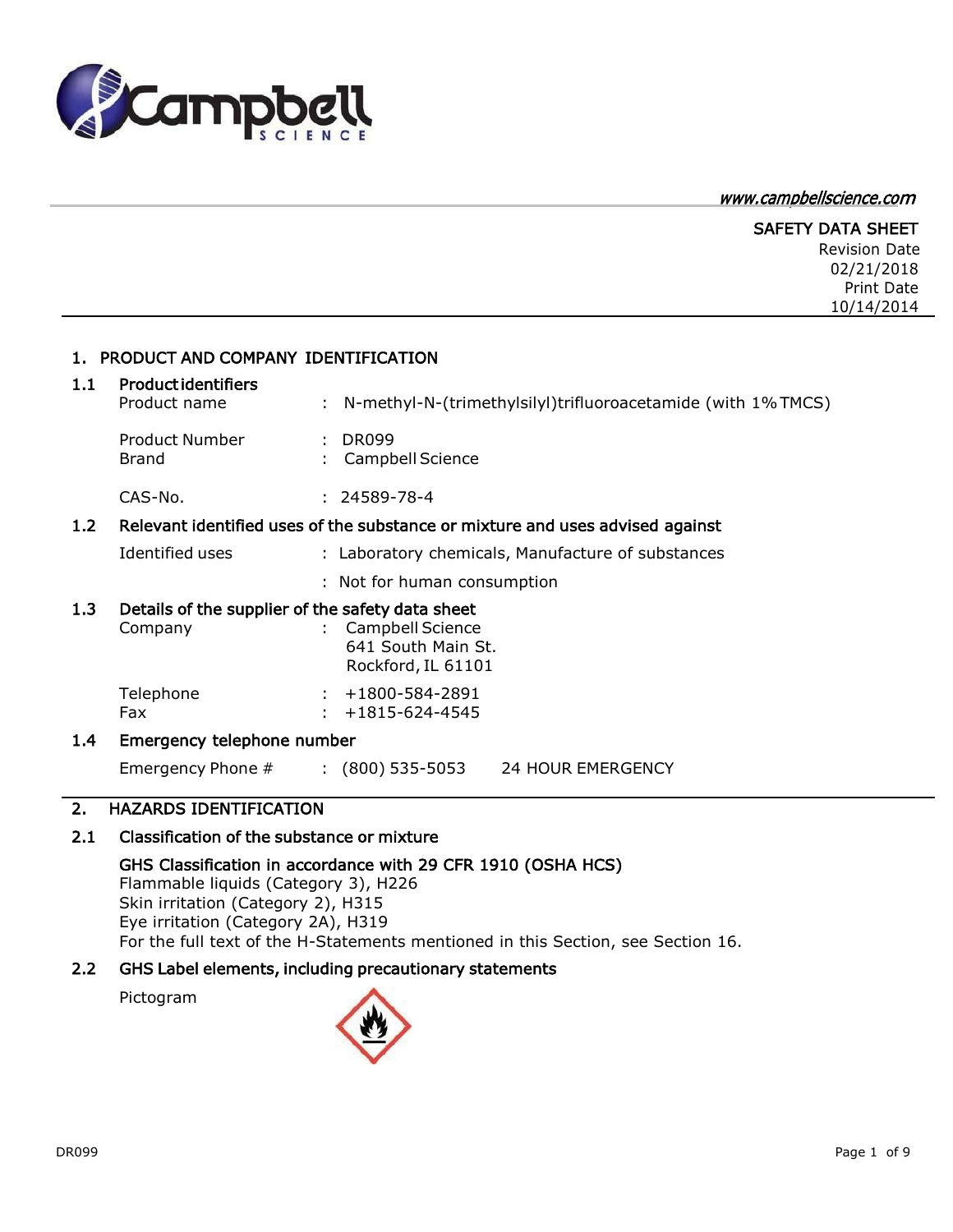www.campbellscience.com

# SAFETY DATA SHEET

Revision Date
02/21/2018
Print Date
10/14/2014

## 1. PRODUCT AND COMPANY IDENTIFICATION

### 1.1 Product identifiers

Product name : N-methyl-N-(trimethylsilyl)trifluoroacetamide (with 1% TMCS)

Product Number : DR099
Brand : Campbell Science

CAS-No. : 24589-78-4

### 1.2 Relevant identified uses of the substance or mixture and uses advised against

Identified uses : Laboratory chemicals, Manufacture of substances

: Not for human consumption

### 1.3 Details of the supplier of the safety data sheet

Company : Campbell Science
641 South Main St.
Rockford, IL 61101

Telephone : +1800-584-2891
Fax : +1815-624-4545

### 1.4 Emergency telephone number

Emergency Phone # : (800) 535-5053 24 HOUR EMERGENCY

## 2. HAZARDS IDENTIFICATION

### 2.1 Classification of the substance or mixture

**GHS Classification in accordance with 29 CFR 1910 (OSHA HCS)**
Flammable liquids (Category 3), H226
Skin irritation (Category 2), H315
Eye irritation (Category 2A), H319
For the full text of the H-Statements mentioned in this Section, see Section 16.

### 2.2 GHS Label elements, including precautionary statements

Pictogram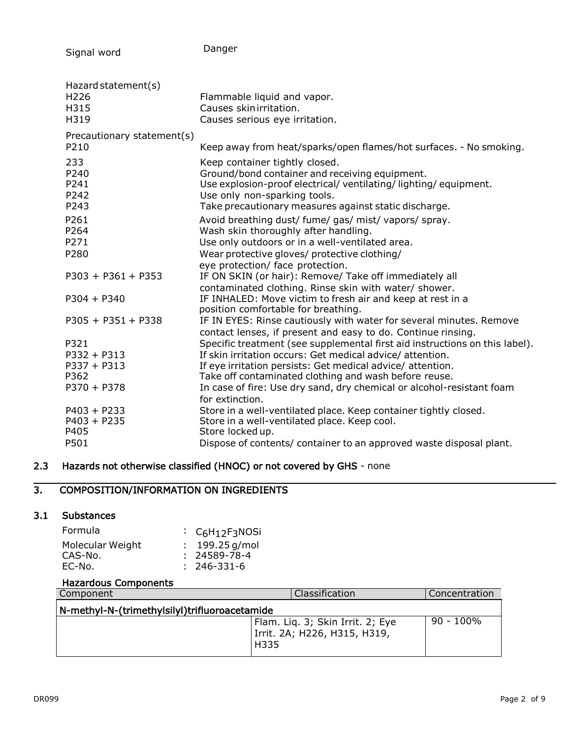Signal word Danger

Hazard statement(s)

| | |
|---|---|
| H226 | Flammable liquid and vapor. |
| H315 | Causes skin irritation. |
| H319 | Causes serious eye irritation. |

Precautionary statement(s)

| | |
|---|---|
| P210 | Keep away from heat/sparks/open flames/hot surfaces. - No smoking. |
| 233 | Keep container tightly closed. |
| P240 | Ground/bond container and receiving equipment. |
| P241 | Use explosion-proof electrical/ ventilating/ lighting/ equipment. |
| P242 | Use only non-sparking tools. |
| P243 | Take precautionary measures against static discharge. |
| P261 | Avoid breathing dust/ fume/ gas/ mist/ vapors/ spray. |
| P264 | Wash skin thoroughly after handling. |
| P271 | Use only outdoors or in a well-ventilated area. |
| P280 | Wear protective gloves/ protective clothing/ eye protection/ face protection. |
| P303 + P361 + P353 | IF ON SKIN (or hair): Remove/ Take off immediately all contaminated clothing. Rinse skin with water/ shower. |
| P304 + P340 | IF INHALED: Move victim to fresh air and keep at rest in a position comfortable for breathing. |
| P305 + P351 + P338 | IF IN EYES: Rinse cautiously with water for several minutes. Remove contact lenses, if present and easy to do. Continue rinsing. |
| P321 | Specific treatment (see supplemental first aid instructions on this label). |
| P332 + P313 | If skin irritation occurs: Get medical advice/ attention. |
| P337 + P313 | If eye irritation persists: Get medical advice/ attention. |
| P362 | Take off contaminated clothing and wash before reuse. |
| P370 + P378 | In case of fire: Use dry sand, dry chemical or alcohol-resistant foam for extinction. |
| P403 + P233 | Store in a well-ventilated place. Keep container tightly closed. |
| P403 + P235 | Store in a well-ventilated place. Keep cool. |
| P405 | Store locked up. |
| P501 | Dispose of contents/ container to an approved waste disposal plant. |

## 2.3 Hazards not otherwise classified (HNOC) or not covered by GHS - none

## 3. COMPOSITION/INFORMATION ON INGREDIENTS

### 3.1 Substances

| | |
|---|---|
| Formula | : $C_6H_{12}F_3NOSi$ |
| Molecular Weight | : 199.25 g/mol |
| CAS-No. | : 24589-78-4 |
| EC-No. | : 246-331-6 |

**Hazardous Components**

| Component | Classification | Concentration |
|---|---|---|
| N-methyl-N-(trimethylsilyl)trifluoroacetamide | | |
| | Flam. Liq. 3; Skin Irrit. 2; Eye Irrit. 2A; H226, H315, H319, H335 | 90 - 100% |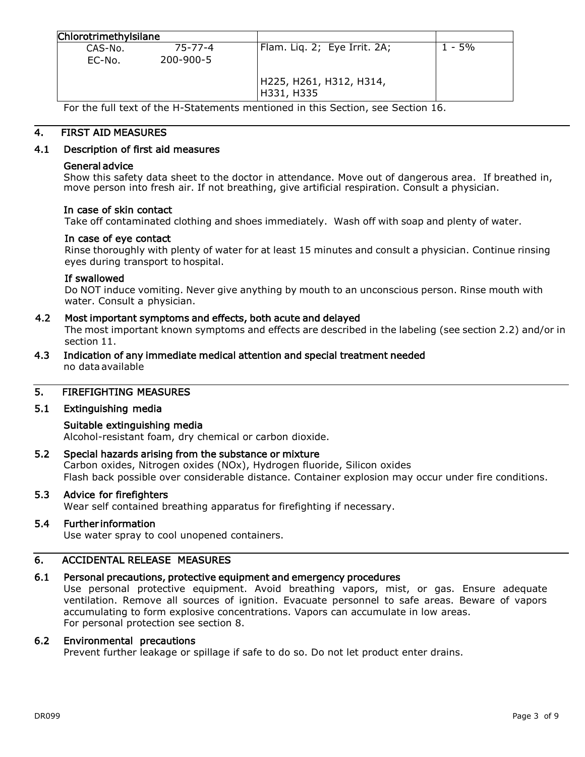| Chlorotrimethylsilane | | |
|---|---|---|
| CAS-No. 75-77-4<br>EC-No. 200-900-5 | Flam. Liq. 2; Eye Irrit. 2A;<br><br>H225, H261, H312, H314, H331, H335 | 1 - 5% |

For the full text of the H-Statements mentioned in this Section, see Section 16.

## 4. FIRST AID MEASURES

### 4.1 Description of first aid measures

**General advice**

Show this safety data sheet to the doctor in attendance. Move out of dangerous area. If breathed in, move person into fresh air. If not breathing, give artificial respiration. Consult a physician.

**In case of skin contact**

Take off contaminated clothing and shoes immediately. Wash off with soap and plenty of water.

**In case of eye contact**

Rinse thoroughly with plenty of water for at least 15 minutes and consult a physician. Continue rinsing eyes during transport to hospital.

**If swallowed**

Do NOT induce vomiting. Never give anything by mouth to an unconscious person. Rinse mouth with water. Consult a physician.

### 4.2 Most important symptoms and effects, both acute and delayed

The most important known symptoms and effects are described in the labeling (see section 2.2) and/or in section 11.

### 4.3 Indication of any immediate medical attention and special treatment needed

no data available

## 5. FIREFIGHTING MEASURES

### 5.1 Extinguishing media

**Suitable extinguishing media**

Alcohol-resistant foam, dry chemical or carbon dioxide.

### 5.2 Special hazards arising from the substance or mixture

Carbon oxides, Nitrogen oxides (NOx), Hydrogen fluoride, Silicon oxides

Flash back possible over considerable distance. Container explosion may occur under fire conditions.

### 5.3 Advice for firefighters

Wear self contained breathing apparatus for firefighting if necessary.

### 5.4 Further information

Use water spray to cool unopened containers.

## 6. ACCIDENTAL RELEASE MEASURES

### 6.1 Personal precautions, protective equipment and emergency procedures

Use personal protective equipment. Avoid breathing vapors, mist, or gas. Ensure adequate ventilation. Remove all sources of ignition. Evacuate personnel to safe areas. Beware of vapors accumulating to form explosive concentrations. Vapors can accumulate in low areas.

For personal protection see section 8.

### 6.2 Environmental precautions

Prevent further leakage or spillage if safe to do so. Do not let product enter drains.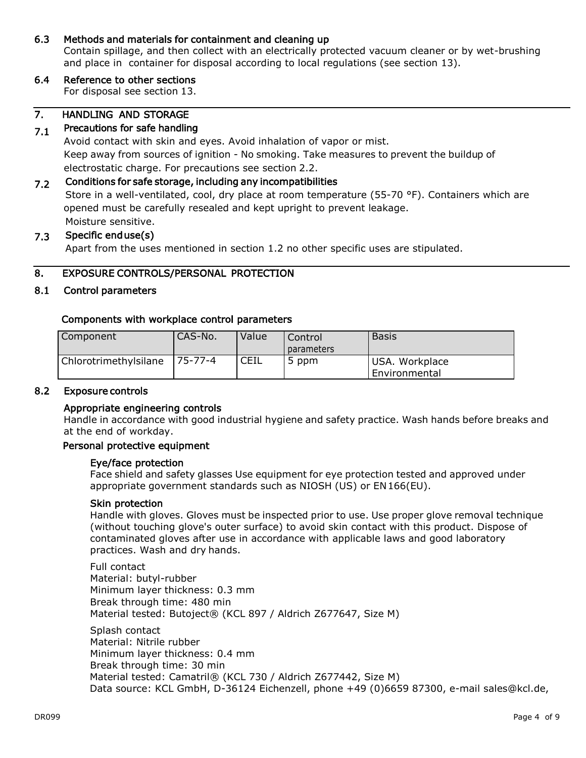### 6.3 Methods and materials for containment and cleaning up

Contain spillage, and then collect with an electrically protected vacuum cleaner or by wet-brushing and place in container for disposal according to local regulations (see section 13).

### 6.4 Reference to other sections

For disposal see section 13.

## 7. HANDLING AND STORAGE

### 7.1 Precautions for safe handling

Avoid contact with skin and eyes. Avoid inhalation of vapor or mist.
Keep away from sources of ignition - No smoking. Take measures to prevent the buildup of electrostatic charge. For precautions see section 2.2.

### 7.2 Conditions for safe storage, including any incompatibilities

Store in a well-ventilated, cool, dry place at room temperature (55-70 °F). Containers which are opened must be carefully resealed and kept upright to prevent leakage.
Moisture sensitive.

### 7.3 Specific end use(s)

Apart from the uses mentioned in section 1.2 no other specific uses are stipulated.

## 8. EXPOSURE CONTROLS/PERSONAL PROTECTION

### 8.1 Control parameters

**Components with workplace control parameters**

| Component | CAS-No. | Value | Control parameters | Basis |
|---|---|---|---|---|
| Chlorotrimethylsilane | 75-77-4 | CEIL | 5 ppm | USA. Workplace Environmental |

### 8.2 Exposure controls

**Appropriate engineering controls**

Handle in accordance with good industrial hygiene and safety practice. Wash hands before breaks and at the end of workday.

**Personal protective equipment**

**Eye/face protection**

Face shield and safety glasses Use equipment for eye protection tested and approved under appropriate government standards such as NIOSH (US) or EN166(EU).

**Skin protection**

Handle with gloves. Gloves must be inspected prior to use. Use proper glove removal technique (without touching glove's outer surface) to avoid skin contact with this product. Dispose of contaminated gloves after use in accordance with applicable laws and good laboratory practices. Wash and dry hands.

Full contact
Material: butyl-rubber
Minimum layer thickness: 0.3 mm
Break through time: 480 min
Material tested: Butoject® (KCL 897 / Aldrich Z677647, Size M)

Splash contact
Material: Nitrile rubber
Minimum layer thickness: 0.4 mm
Break through time: 30 min
Material tested: Camatril® (KCL 730 / Aldrich Z677442, Size M)
Data source: KCL GmbH, D-36124 Eichenzell, phone +49 (0)6659 87300, e-mail sales@kcl.de,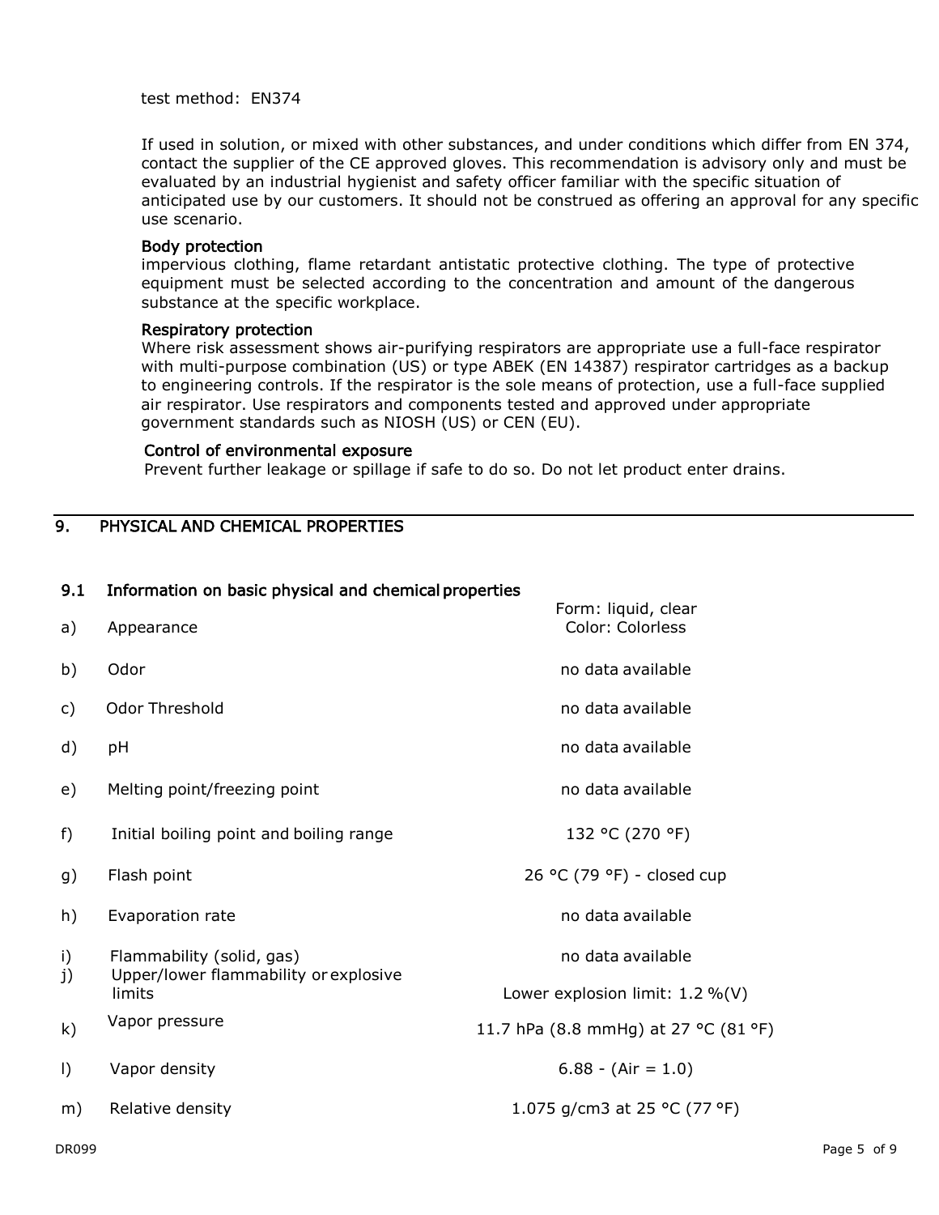test method: EN374

If used in solution, or mixed with other substances, and under conditions which differ from EN 374, contact the supplier of the CE approved gloves. This recommendation is advisory only and must be evaluated by an industrial hygienist and safety officer familiar with the specific situation of anticipated use by our customers. It should not be construed as offering an approval for any specific use scenario.

**Body protection**
impervious clothing, flame retardant antistatic protective clothing. The type of protective equipment must be selected according to the concentration and amount of the dangerous substance at the specific workplace.

**Respiratory protection**
Where risk assessment shows air-purifying respirators are appropriate use a full-face respirator with multi-purpose combination (US) or type ABEK (EN 14387) respirator cartridges as a backup to engineering controls. If the respirator is the sole means of protection, use a full-face supplied air respirator. Use respirators and components tested and approved under appropriate government standards such as NIOSH (US) or CEN (EU).

**Control of environmental exposure**
Prevent further leakage or spillage if safe to do so. Do not let product enter drains.

## 9. PHYSICAL AND CHEMICAL PROPERTIES

### 9.1 Information on basic physical and chemical properties

| | Property | Value |
|---|---|---|
| a) | Appearance | Form: liquid, clear<br>Color: Colorless |
| b) | Odor | no data available |
| c) | Odor Threshold | no data available |
| d) | pH | no data available |
| e) | Melting point/freezing point | no data available |
| f) | Initial boiling point and boiling range | 132 °C (270 °F) |
| g) | Flash point | 26 °C (79 °F) - closed cup |
| h) | Evaporation rate | no data available |
| i) | Flammability (solid, gas) | no data available |
| j) | Upper/lower flammability or explosive limits | Lower explosion limit: 1.2 %(V) |
| k) | Vapor pressure | 11.7 hPa (8.8 mmHg) at 27 °C (81 °F) |
| l) | Vapor density | 6.88 - (Air = 1.0) |
| m) | Relative density | 1.075 g/cm3 at 25 °C (77 °F) |

DR099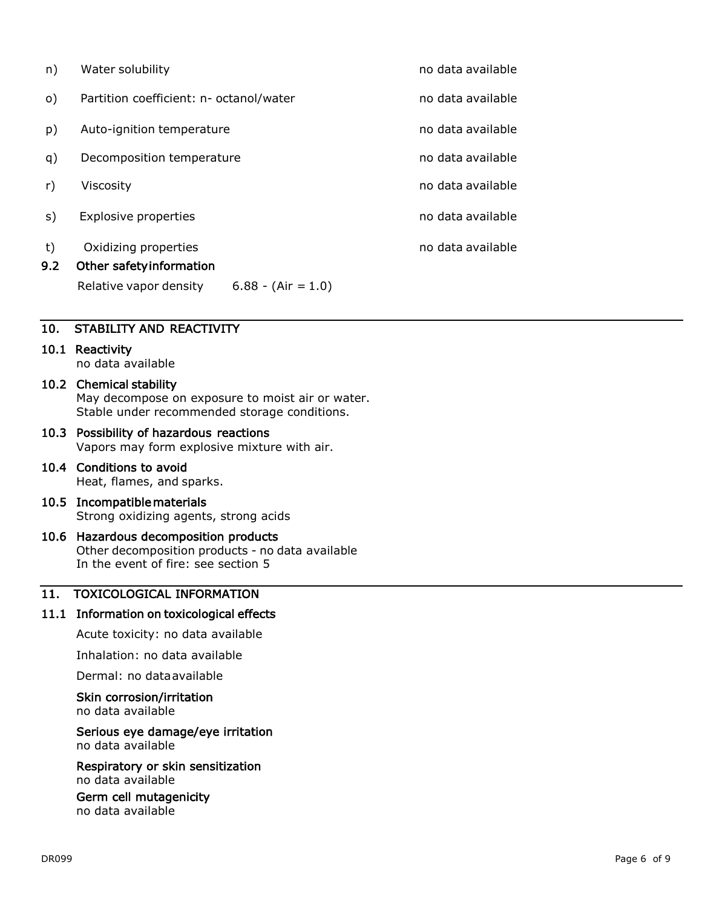| | | |
|---|---|---|
| n) | Water solubility | no data available |
| o) | Partition coefficient: n- octanol/water | no data available |
| p) | Auto-ignition temperature | no data available |
| q) | Decomposition temperature | no data available |
| r) | Viscosity | no data available |
| s) | Explosive properties | no data available |
| t) | Oxidizing properties | no data available |

### 9.2 Other safety information

Relative vapor density 6.88 - (Air = 1.0)

## 10. STABILITY AND REACTIVITY

### 10.1 Reactivity

no data available

### 10.2 Chemical stability

May decompose on exposure to moist air or water.
Stable under recommended storage conditions.

### 10.3 Possibility of hazardous reactions

Vapors may form explosive mixture with air.

### 10.4 Conditions to avoid

Heat, flames, and sparks.

### 10.5 Incompatible materials

Strong oxidizing agents, strong acids

### 10.6 Hazardous decomposition products

Other decomposition products - no data available
In the event of fire: see section 5

## 11. TOXICOLOGICAL INFORMATION

### 11.1 Information on toxicological effects

Acute toxicity: no data available

Inhalation: no data available

Dermal: no data available

**Skin corrosion/irritation**
no data available

**Serious eye damage/eye irritation**
no data available

**Respiratory or skin sensitization**
no data available

**Germ cell mutagenicity**
no data available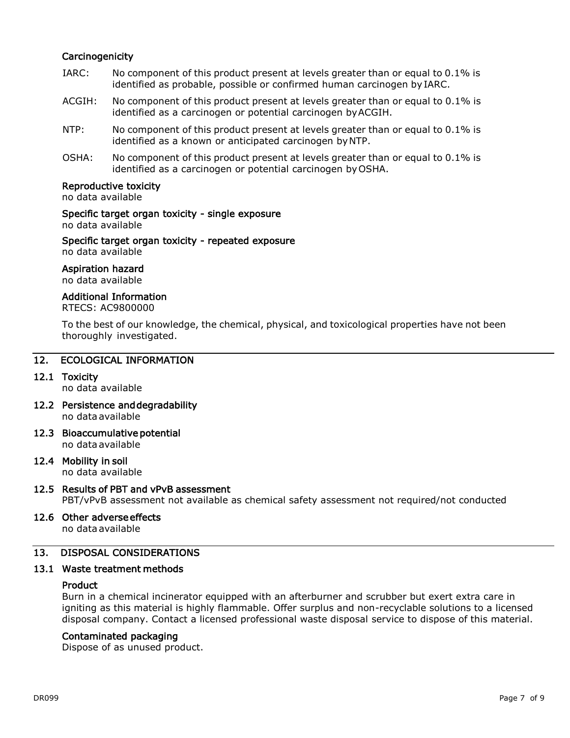### Carcinogenicity

IARC: No component of this product present at levels greater than or equal to 0.1% is identified as probable, possible or confirmed human carcinogen by IARC.

ACGIH: No component of this product present at levels greater than or equal to 0.1% is identified as a carcinogen or potential carcinogen by ACGIH.

NTP: No component of this product present at levels greater than or equal to 0.1% is identified as a known or anticipated carcinogen by NTP.

OSHA: No component of this product present at levels greater than or equal to 0.1% is identified as a carcinogen or potential carcinogen by OSHA.

### Reproductive toxicity

no data available

### Specific target organ toxicity - single exposure

no data available

### Specific target organ toxicity - repeated exposure

no data available

### Aspiration hazard

no data available

### Additional Information

RTECS: AC9800000

To the best of our knowledge, the chemical, physical, and toxicological properties have not been thoroughly investigated.

## 12. ECOLOGICAL INFORMATION

### 12.1 Toxicity

no data available

### 12.2 Persistence and degradability

no data available

### 12.3 Bioaccumulative potential

no data available

### 12.4 Mobility in soil

no data available

### 12.5 Results of PBT and vPvB assessment

PBT/vPvB assessment not available as chemical safety assessment not required/not conducted

### 12.6 Other adverse effects

no data available

## 13. DISPOSAL CONSIDERATIONS

### 13.1 Waste treatment methods

#### Product

Burn in a chemical incinerator equipped with an afterburner and scrubber but exert extra care in igniting as this material is highly flammable. Offer surplus and non-recyclable solutions to a licensed disposal company. Contact a licensed professional waste disposal service to dispose of this material.

#### Contaminated packaging

Dispose of as unused product.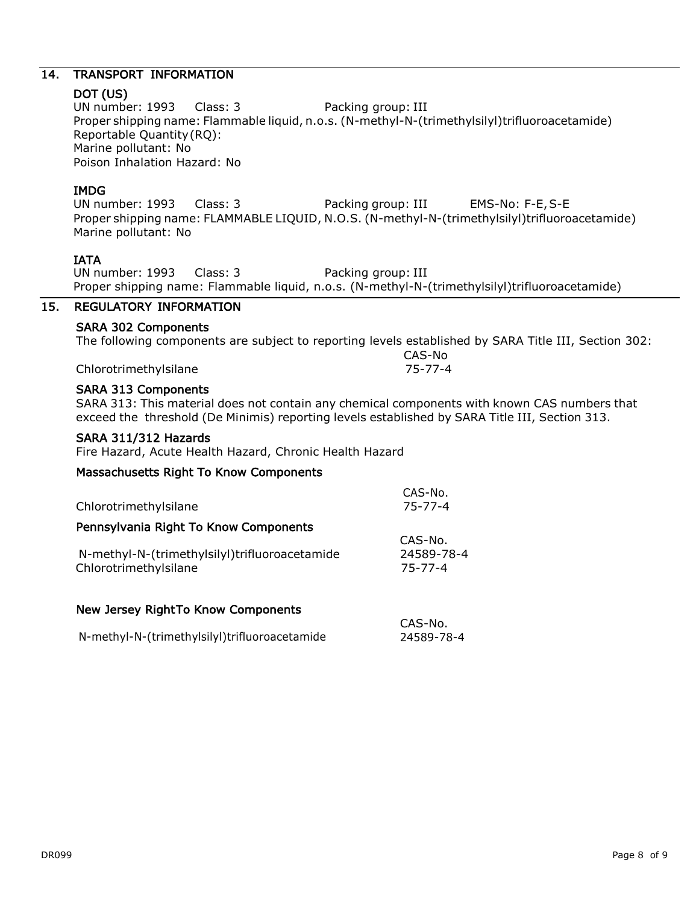## 14. TRANSPORT INFORMATION

### DOT (US)

UN number: 1993 Class: 3 Packing group: III
Proper shipping name: Flammable liquid, n.o.s. (N-methyl-N-(trimethylsilyl)trifluoroacetamide)
Reportable Quantity (RQ):
Marine pollutant: No
Poison Inhalation Hazard: No

### IMDG

UN number: 1993 Class: 3 Packing group: III EMS-No: F-E, S-E
Proper shipping name: FLAMMABLE LIQUID, N.O.S. (N-methyl-N-(trimethylsilyl)trifluoroacetamide)
Marine pollutant: No

### IATA

UN number: 1993 Class: 3 Packing group: III
Proper shipping name: Flammable liquid, n.o.s. (N-methyl-N-(trimethylsilyl)trifluoroacetamide)

## 15. REGULATORY INFORMATION

### SARA 302 Components

The following components are subject to reporting levels established by SARA Title III, Section 302:

| | CAS-No |
|---|---|
| Chlorotrimethylsilane | 75-77-4 |

### SARA 313 Components

SARA 313: This material does not contain any chemical components with known CAS numbers that exceed the threshold (De Minimis) reporting levels established by SARA Title III, Section 313.

### SARA 311/312 Hazards

Fire Hazard, Acute Health Hazard, Chronic Health Hazard

### Massachusetts Right To Know Components

| | CAS-No. |
|---|---|
| Chlorotrimethylsilane | 75-77-4 |

### Pennsylvania Right To Know Components

| | CAS-No. |
|---|---|
| N-methyl-N-(trimethylsilyl)trifluoroacetamide | 24589-78-4 |
| Chlorotrimethylsilane | 75-77-4 |

### New Jersey RightTo Know Components

| | CAS-No. |
|---|---|
| N-methyl-N-(trimethylsilyl)trifluoroacetamide | 24589-78-4 |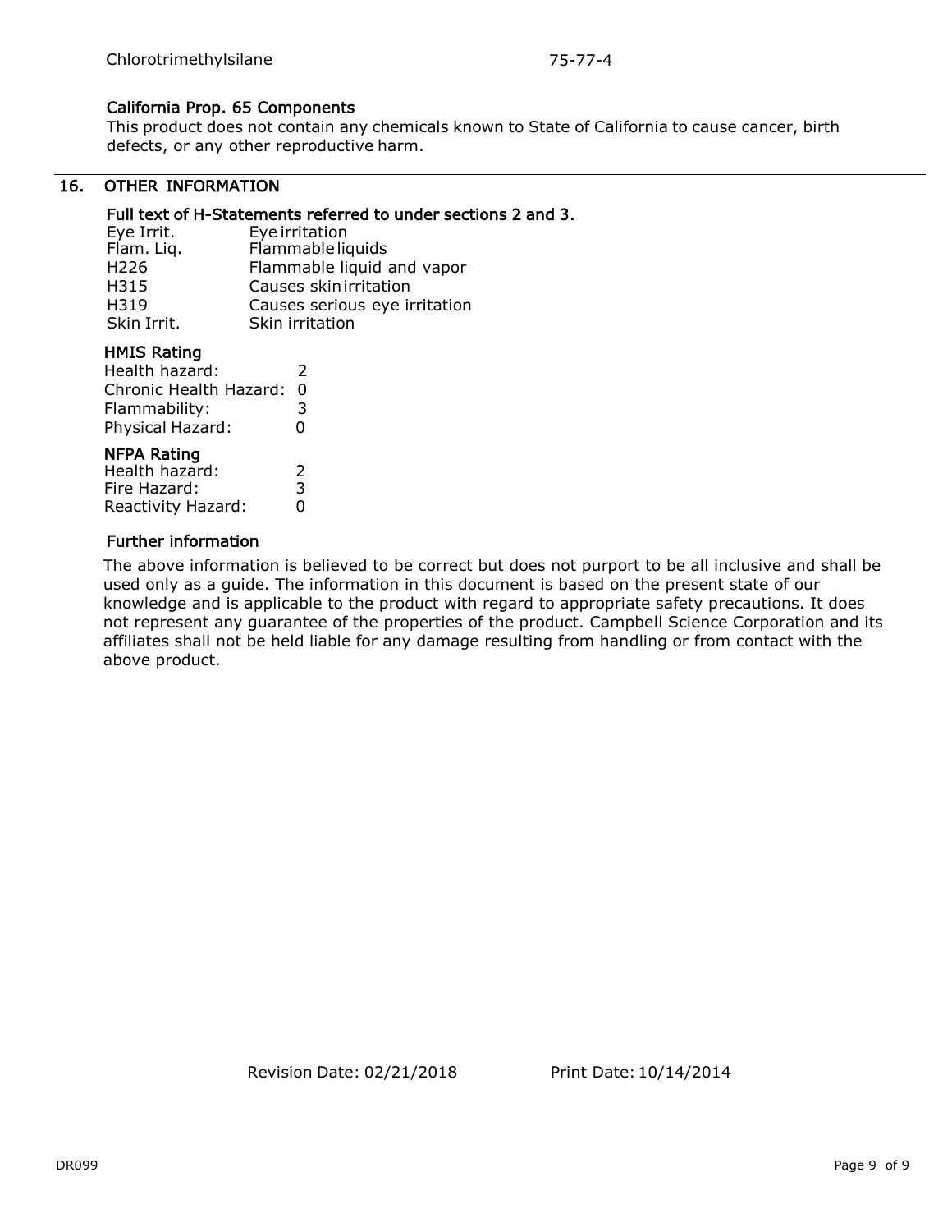### California Prop. 65 Components

This product does not contain any chemicals known to State of California to cause cancer, birth defects, or any other reproductive harm.

## 16. OTHER INFORMATION

### Full text of H-Statements referred to under sections 2 and 3.

| | |
|---|---|
| Eye Irrit. | Eye irritation |
| Flam. Liq. | Flammable liquids |
| H226 | Flammable liquid and vapor |
| H315 | Causes skin irritation |
| H319 | Causes serious eye irritation |
| Skin Irrit. | Skin irritation |

### HMIS Rating

| | |
|---|---|
| Health hazard: | 2 |
| Chronic Health Hazard: | 0 |
| Flammability: | 3 |
| Physical Hazard: | 0 |

### NFPA Rating

| | |
|---|---|
| Health hazard: | 2 |
| Fire Hazard: | 3 |
| Reactivity Hazard: | 0 |

### Further information

The above information is believed to be correct but does not purport to be all inclusive and shall be used only as a guide. The information in this document is based on the present state of our knowledge and is applicable to the product with regard to appropriate safety precautions. It does not represent any guarantee of the properties of the product. Campbell Science Corporation and its affiliates shall not be held liable for any damage resulting from handling or from contact with the above product.

Revision Date: 02/21/2018 Print Date: 10/14/2014